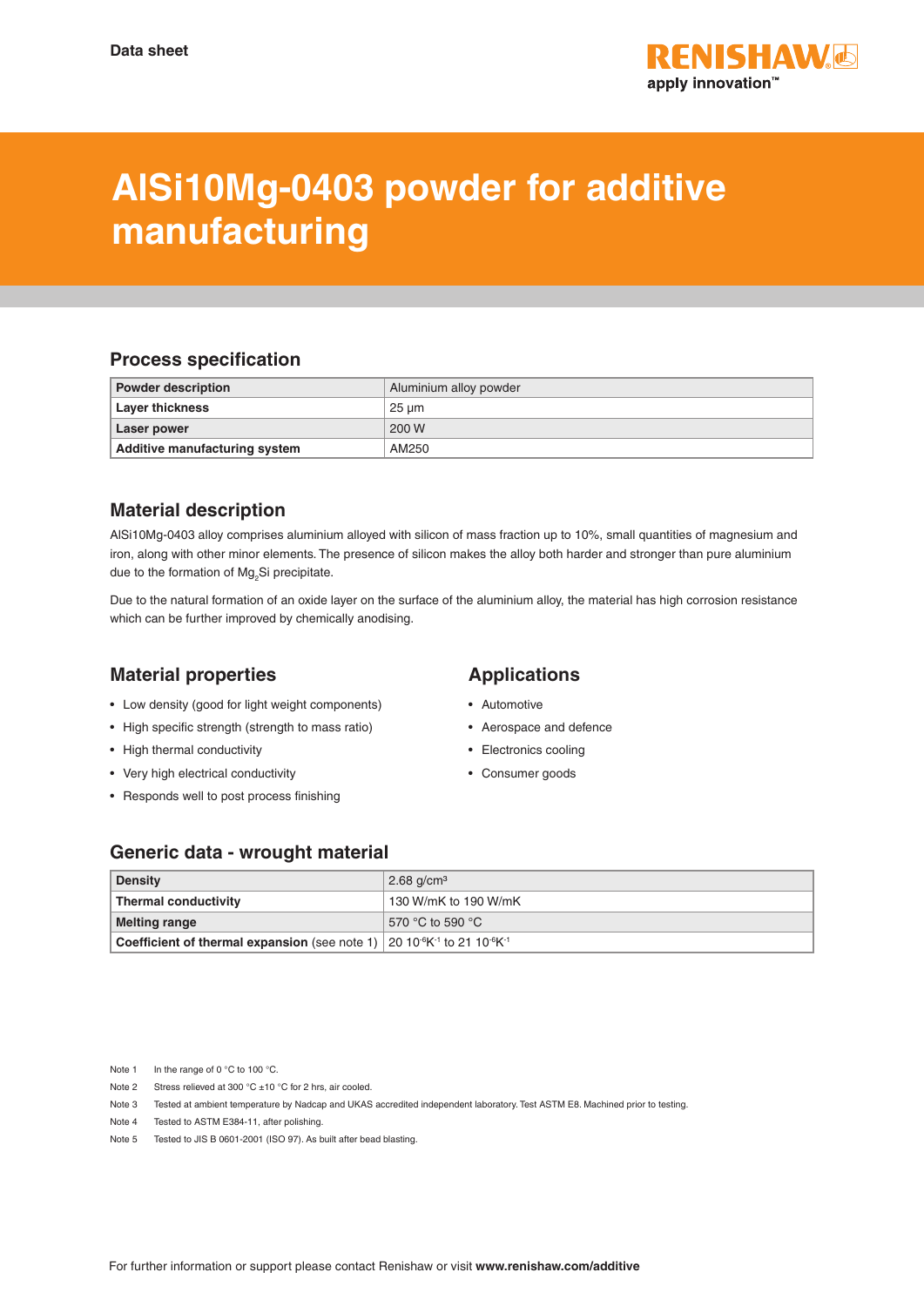Data sheet

# AlSi10Mg-0403 powder for additive manufacturing

## Process specification

| Powder description | Aluminium alloy powder |
|---|---|
| **Layer thickness** | 25 µm |
| **Laser power** | 200 W |
| **Additive manufacturing system** | AM250 |

## Material description

AlSi10Mg-0403 alloy comprises aluminium alloyed with silicon of mass fraction up to 10%, small quantities of magnesium and iron, along with other minor elements. The presence of silicon makes the alloy both harder and stronger than pure aluminium due to the formation of $Mg_2Si$ precipitate.

Due to the natural formation of an oxide layer on the surface of the aluminium alloy, the material has high corrosion resistance which can be further improved by chemically anodising.

## Material properties

- Low density (good for light weight components)
- High specific strength (strength to mass ratio)
- High thermal conductivity
- Very high electrical conductivity
- Responds well to post process finishing

## Applications

- Automotive
- Aerospace and defence
- Electronics cooling
- Consumer goods

## Generic data - wrought material

| Density | 2.68 g/cm³ |
|---|---|
| **Thermal conductivity** | 130 W/mK to 190 W/mK |
| **Melting range** | 570 °C to 590 °C |
| **Coefficient of thermal expansion** (see note 1) | 20 $10^{-6}K^{-1}$ to 21 $10^{-6}K^{-1}$ |

Note 1 In the range of 0 °C to 100 °C.

Note 2 Stress relieved at 300 °C ±10 °C for 2 hrs, air cooled.

Note 3 Tested at ambient temperature by Nadcap and UKAS accredited independent laboratory. Test ASTM E8. Machined prior to testing.

Note 4 Tested to ASTM E384-11, after polishing.

Note 5 Tested to JIS B 0601-2001 (ISO 97). As built after bead blasting.

For further information or support please contact Renishaw or visit **www.renishaw.com/additive**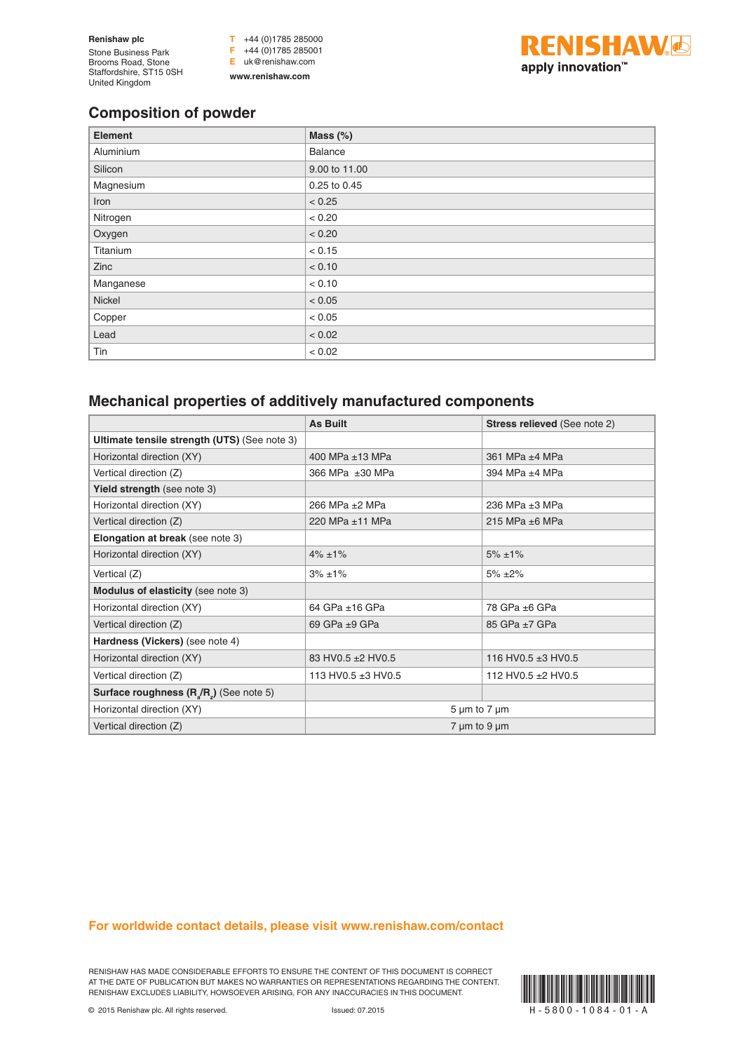Renishaw plc

Stone Business Park
Brooms Road, Stone
Staffordshire, ST15 0SH
United Kingdom

T +44 (0)1785 285000
F +44 (0)1785 285001
E uk@renishaw.com

www.renishaw.com

RENISHAW
apply innovation™

## Composition of powder

| Element | Mass (%) |
|---|---|
| Aluminium | Balance |
| Silicon | 9.00 to 11.00 |
| Magnesium | 0.25 to 0.45 |
| Iron | < 0.25 |
| Nitrogen | < 0.20 |
| Oxygen | < 0.20 |
| Titanium | < 0.15 |
| Zinc | < 0.10 |
| Manganese | < 0.10 |
| Nickel | < 0.05 |
| Copper | < 0.05 |
| Lead | < 0.02 |
| Tin | < 0.02 |

## Mechanical properties of additively manufactured components

| | As Built | Stress relieved (See note 2) |
|---|---|---|
| **Ultimate tensile strength (UTS)** (See note 3) | | |
| Horizontal direction (XY) | 400 MPa ±13 MPa | 361 MPa ±4 MPa |
| Vertical direction (Z) | 366 MPa ±30 MPa | 394 MPa ±4 MPa |
| **Yield strength** (see note 3) | | |
| Horizontal direction (XY) | 266 MPa ±2 MPa | 236 MPa ±3 MPa |
| Vertical direction (Z) | 220 MPa ±11 MPa | 215 MPa ±6 MPa |
| **Elongation at break** (see note 3) | | |
| Horizontal direction (XY) | 4% ±1% | 5% ±1% |
| Vertical (Z) | 3% ±1% | 5% ±2% |
| **Modulus of elasticity** (see note 3) | | |
| Horizontal direction (XY) | 64 GPa ±16 GPa | 78 GPa ±6 GPa |
| Vertical direction (Z) | 69 GPa ±9 GPa | 85 GPa ±7 GPa |
| **Hardness (Vickers)** (see note 4) | | |
| Horizontal direction (XY) | 83 HV0.5 ±2 HV0.5 | 116 HV0.5 ±3 HV0.5 |
| Vertical direction (Z) | 113 HV0.5 ±3 HV0.5 | 112 HV0.5 ±2 HV0.5 |
| **Surface roughness ($R_a$/$R_z$)** (See note 5) | | |
| Horizontal direction (XY) | 5 µm to 7 µm | |
| Vertical direction (Z) | 7 µm to 9 µm | |

**For worldwide contact details, please visit www.renishaw.com/contact**

RENISHAW HAS MADE CONSIDERABLE EFFORTS TO ENSURE THE CONTENT OF THIS DOCUMENT IS CORRECT AT THE DATE OF PUBLICATION BUT MAKES NO WARRANTIES OR REPRESENTATIONS REGARDING THE CONTENT. RENISHAW EXCLUDES LIABILITY, HOWSOEVER ARISING, FOR ANY INACCURACIES IN THIS DOCUMENT.

© 2015 Renishaw plc. All rights reserved.

Issued: 07.2015

H-5800-1084-01-A